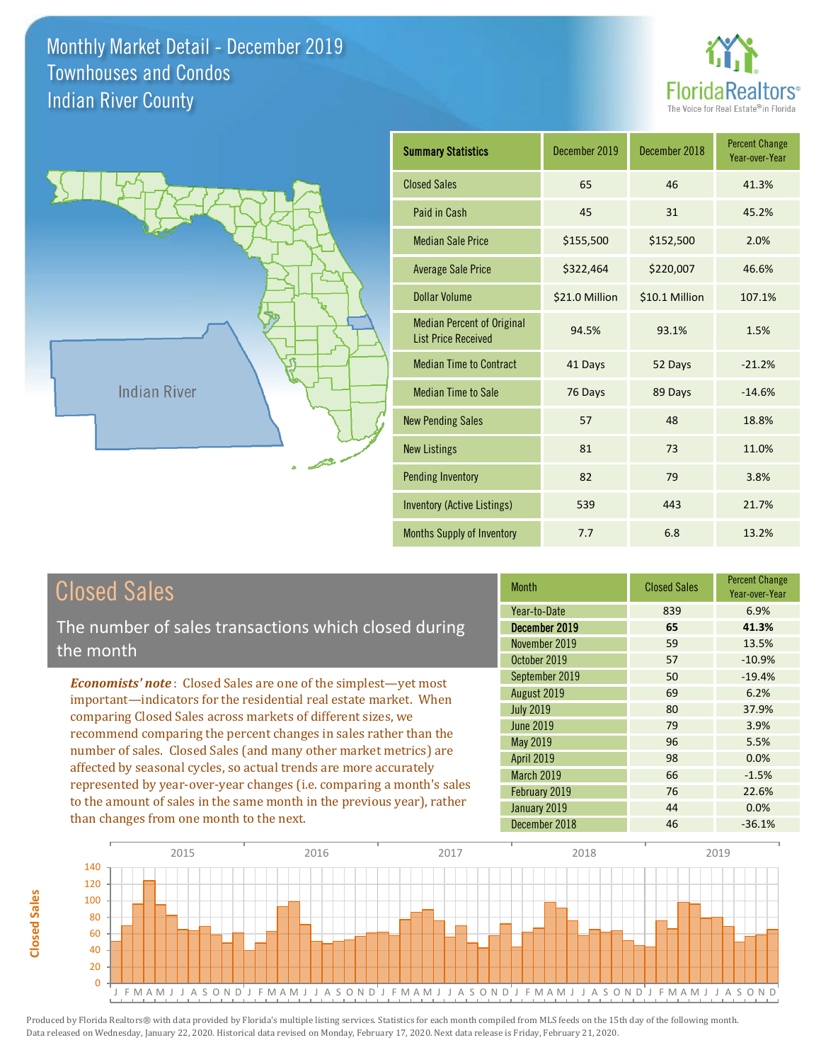# Monthly Market Detail - December 2019
## Townhouses and Condos
## Indian River County

| Summary Statistics | December 2019 | December 2018 | Percent Change Year-over-Year |
|---|---|---|---|
| Closed Sales | 65 | 46 | 41.3% |
| Paid in Cash | 45 | 31 | 45.2% |
| Median Sale Price | $155,500 | $152,500 | 2.0% |
| Average Sale Price | $322,464 | $220,007 | 46.6% |
| Dollar Volume | $21.0 Million | $10.1 Million | 107.1% |
| Median Percent of Original List Price Received | 94.5% | 93.1% | 1.5% |
| Median Time to Contract | 41 Days | 52 Days | -21.2% |
| Median Time to Sale | 76 Days | 89 Days | -14.6% |
| New Pending Sales | 57 | 48 | 18.8% |
| New Listings | 81 | 73 | 11.0% |
| Pending Inventory | 82 | 79 | 3.8% |
| Inventory (Active Listings) | 539 | 443 | 21.7% |
| Months Supply of Inventory | 7.7 | 6.8 | 13.2% |

## Closed Sales

The number of sales transactions which closed during the month

*Economists' note*: Closed Sales are one of the simplest—yet most important—indicators for the residential real estate market. When comparing Closed Sales across markets of different sizes, we recommend comparing the percent changes in sales rather than the number of sales. Closed Sales (and many other market metrics) are affected by seasonal cycles, so actual trends are more accurately represented by year-over-year changes (i.e. comparing a month's sales to the amount of sales in the same month in the previous year), rather than changes from one month to the next.

| Month | Closed Sales | Percent Change Year-over-Year |
|---|---|---|
| Year-to-Date | 839 | 6.9% |
| **December 2019** | **65** | **41.3%** |
| November 2019 | 59 | 13.5% |
| October 2019 | 57 | -10.9% |
| September 2019 | 50 | -19.4% |
| August 2019 | 69 | 6.2% |
| July 2019 | 80 | 37.9% |
| June 2019 | 79 | 3.9% |
| May 2019 | 96 | 5.5% |
| April 2019 | 98 | 0.0% |
| March 2019 | 66 | -1.5% |
| February 2019 | 76 | 22.6% |
| January 2019 | 44 | 0.0% |
| December 2018 | 46 | -36.1% |

Produced by Florida Realtors® with data provided by Florida's multiple listing services. Statistics for each month compiled from MLS feeds on the 15th day of the following month. Data released on Wednesday, January 22, 2020. Historical data revised on Monday, February 17, 2020. Next data release is Friday, February 21, 2020.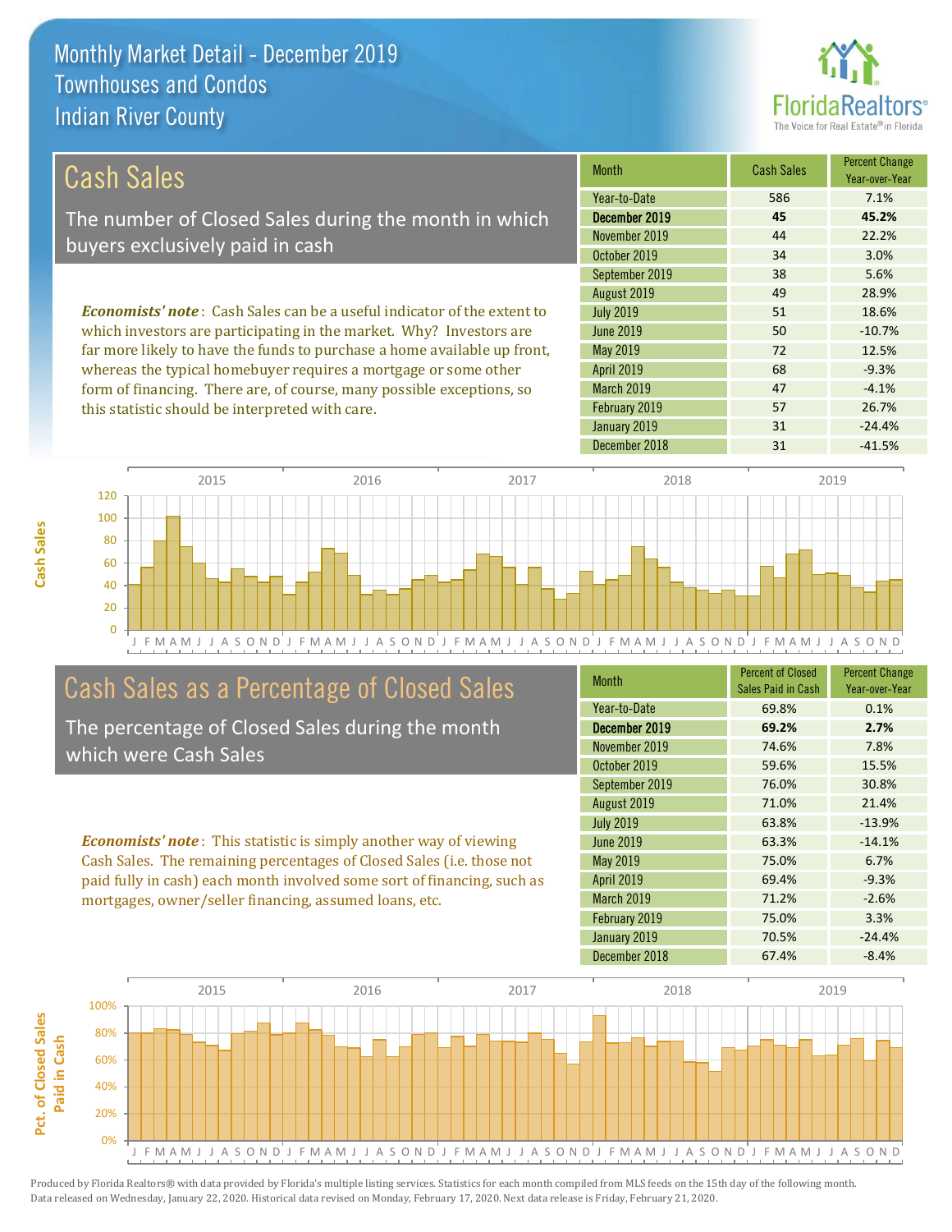# Monthly Market Detail - December 2019
## Townhouses and Condos
## Indian River County

## Cash Sales

The number of Closed Sales during the month in which buyers exclusively paid in cash

*Economists' note*: Cash Sales can be a useful indicator of the extent to which investors are participating in the market. Why? Investors are far more likely to have the funds to purchase a home available up front, whereas the typical homebuyer requires a mortgage or some other form of financing. There are, of course, many possible exceptions, so this statistic should be interpreted with care.

| Month | Cash Sales | Percent Change Year-over-Year |
|---|---|---|
| Year-to-Date | 586 | 7.1% |
| **December 2019** | **45** | **45.2%** |
| November 2019 | 44 | 22.2% |
| October 2019 | 34 | 3.0% |
| September 2019 | 38 | 5.6% |
| August 2019 | 49 | 28.9% |
| July 2019 | 51 | 18.6% |
| June 2019 | 50 | -10.7% |
| May 2019 | 72 | 12.5% |
| April 2019 | 68 | -9.3% |
| March 2019 | 47 | -4.1% |
| February 2019 | 57 | 26.7% |
| January 2019 | 31 | -24.4% |
| December 2018 | 31 | -41.5% |

## Cash Sales as a Percentage of Closed Sales

The percentage of Closed Sales during the month which were Cash Sales

*Economists' note*: This statistic is simply another way of viewing Cash Sales. The remaining percentages of Closed Sales (i.e. those not paid fully in cash) each month involved some sort of financing, such as mortgages, owner/seller financing, assumed loans, etc.

| Month | Percent of Closed Sales Paid in Cash | Percent Change Year-over-Year |
|---|---|---|
| Year-to-Date | 69.8% | 0.1% |
| **December 2019** | **69.2%** | **2.7%** |
| November 2019 | 74.6% | 7.8% |
| October 2019 | 59.6% | 15.5% |
| September 2019 | 76.0% | 30.8% |
| August 2019 | 71.0% | 21.4% |
| July 2019 | 63.8% | -13.9% |
| June 2019 | 63.3% | -14.1% |
| May 2019 | 75.0% | 6.7% |
| April 2019 | 69.4% | -9.3% |
| March 2019 | 71.2% | -2.6% |
| February 2019 | 75.0% | 3.3% |
| January 2019 | 70.5% | -24.4% |
| December 2018 | 67.4% | -8.4% |

Produced by Florida Realtors® with data provided by Florida's multiple listing services. Statistics for each month compiled from MLS feeds on the 15th day of the following month. Data released on Wednesday, January 22, 2020. Historical data revised on Monday, February 17, 2020. Next data release is Friday, February 21, 2020.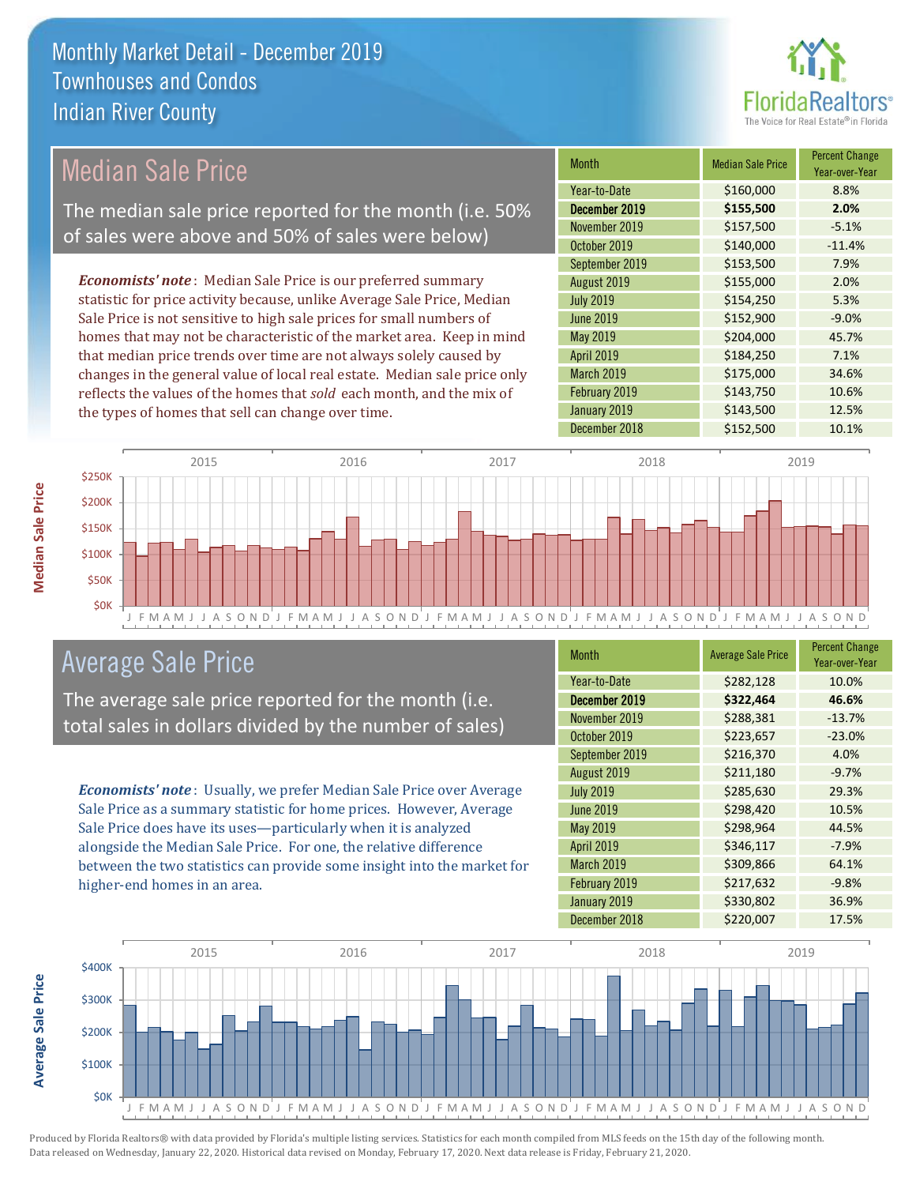# Monthly Market Detail - December 2019
## Townhouses and Condos
## Indian River County

## Median Sale Price

The median sale price reported for the month (i.e. 50% of sales were above and 50% of sales were below)

*Economists' note*: Median Sale Price is our preferred summary statistic for price activity because, unlike Average Sale Price, Median Sale Price is not sensitive to high sale prices for small numbers of homes that may not be characteristic of the market area. Keep in mind that median price trends over time are not always solely caused by changes in the general value of local real estate. Median sale price only reflects the values of the homes that *sold* each month, and the mix of the types of homes that sell can change over time.

| Month | Median Sale Price | Percent Change Year-over-Year |
|---|---|---|
| Year-to-Date | $160,000 | 8.8% |
| **December 2019** | **$155,500** | **2.0%** |
| November 2019 | $157,500 | -5.1% |
| October 2019 | $140,000 | -11.4% |
| September 2019 | $153,500 | 7.9% |
| August 2019 | $155,000 | 2.0% |
| July 2019 | $154,250 | 5.3% |
| June 2019 | $152,900 | -9.0% |
| May 2019 | $204,000 | 45.7% |
| April 2019 | $184,250 | 7.1% |
| March 2019 | $175,000 | 34.6% |
| February 2019 | $143,750 | 10.6% |
| January 2019 | $143,500 | 12.5% |
| December 2018 | $152,500 | 10.1% |

## Average Sale Price

The average sale price reported for the month (i.e. total sales in dollars divided by the number of sales)

*Economists' note*: Usually, we prefer Median Sale Price over Average Sale Price as a summary statistic for home prices. However, Average Sale Price does have its uses—particularly when it is analyzed alongside the Median Sale Price. For one, the relative difference between the two statistics can provide some insight into the market for higher-end homes in an area.

| Month | Average Sale Price | Percent Change Year-over-Year |
|---|---|---|
| Year-to-Date | $282,128 | 10.0% |
| **December 2019** | **$322,464** | **46.6%** |
| November 2019 | $288,381 | -13.7% |
| October 2019 | $223,657 | -23.0% |
| September 2019 | $216,370 | 4.0% |
| August 2019 | $211,180 | -9.7% |
| July 2019 | $285,630 | 29.3% |
| June 2019 | $298,420 | 10.5% |
| May 2019 | $298,964 | 44.5% |
| April 2019 | $346,117 | -7.9% |
| March 2019 | $309,866 | 64.1% |
| February 2019 | $217,632 | -9.8% |
| January 2019 | $330,802 | 36.9% |
| December 2018 | $220,007 | 17.5% |

Produced by Florida Realtors® with data provided by Florida's multiple listing services. Statistics for each month compiled from MLS feeds on the 15th day of the following month. Data released on Wednesday, January 22, 2020. Historical data revised on Monday, February 17, 2020. Next data release is Friday, February 21, 2020.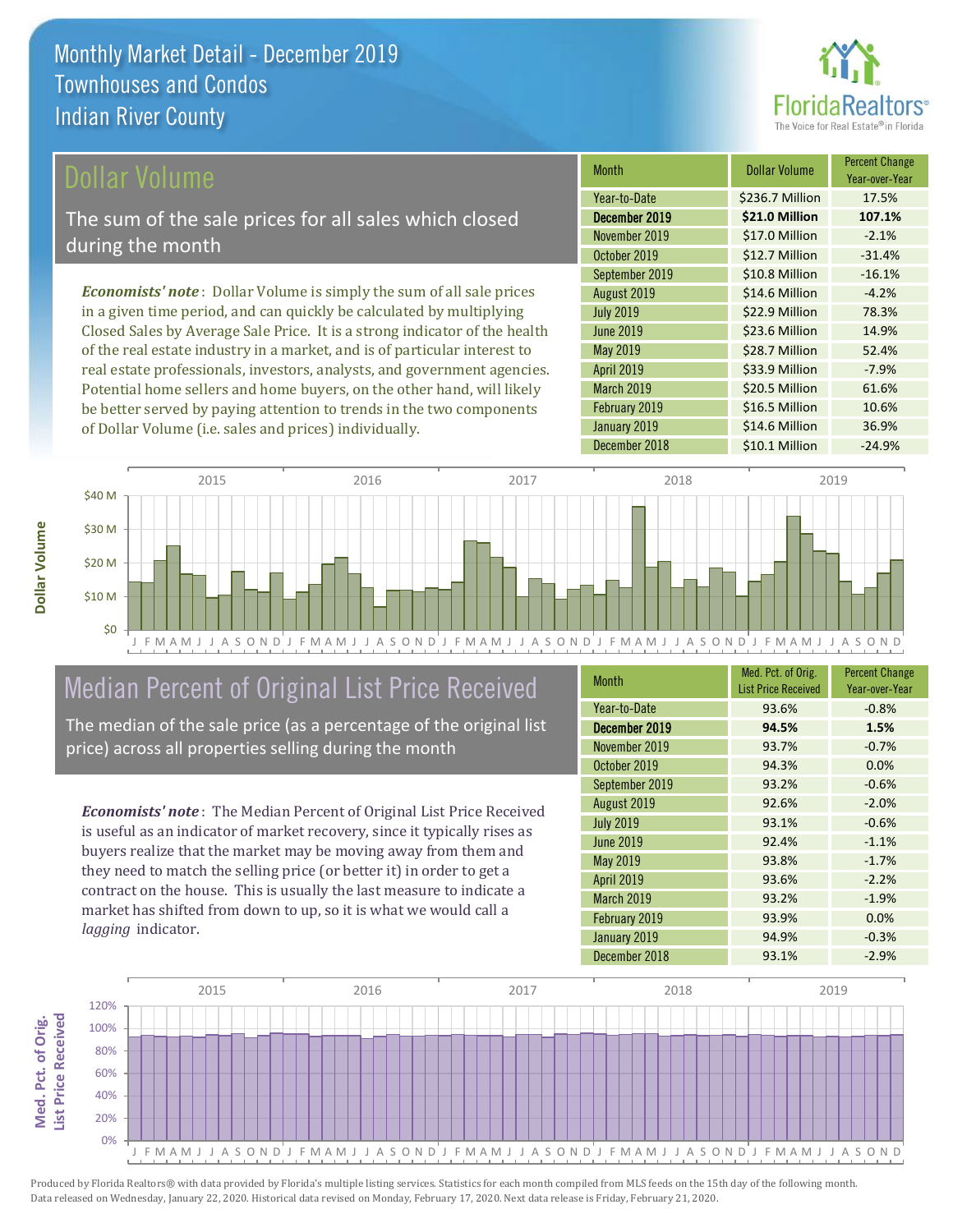# Monthly Market Detail - December 2019
## Townhouses and Condos
## Indian River County

## Dollar Volume

The sum of the sale prices for all sales which closed during the month

***Economists' note*** : Dollar Volume is simply the sum of all sale prices in a given time period, and can quickly be calculated by multiplying Closed Sales by Average Sale Price. It is a strong indicator of the health of the real estate industry in a market, and is of particular interest to real estate professionals, investors, analysts, and government agencies. Potential home sellers and home buyers, on the other hand, will likely be better served by paying attention to trends in the two components of Dollar Volume (i.e. sales and prices) individually.

| Month | Dollar Volume | Percent Change Year-over-Year |
|---|---|---|
| Year-to-Date | $236.7 Million | 17.5% |
| **December 2019** | **$21.0 Million** | **107.1%** |
| November 2019 | $17.0 Million | -2.1% |
| October 2019 | $12.7 Million | -31.4% |
| September 2019 | $10.8 Million | -16.1% |
| August 2019 | $14.6 Million | -4.2% |
| July 2019 | $22.9 Million | 78.3% |
| June 2019 | $23.6 Million | 14.9% |
| May 2019 | $28.7 Million | 52.4% |
| April 2019 | $33.9 Million | -7.9% |
| March 2019 | $20.5 Million | 61.6% |
| February 2019 | $16.5 Million | 10.6% |
| January 2019 | $14.6 Million | 36.9% |
| December 2018 | $10.1 Million | -24.9% |

## Median Percent of Original List Price Received

The median of the sale price (as a percentage of the original list price) across all properties selling during the month

***Economists' note*** : The Median Percent of Original List Price Received is useful as an indicator of market recovery, since it typically rises as buyers realize that the market may be moving away from them and they need to match the selling price (or better it) in order to get a contract on the house. This is usually the last measure to indicate a market has shifted from down to up, so it is what we would call a *lagging* indicator.

| Month | Med. Pct. of Orig. List Price Received | Percent Change Year-over-Year |
|---|---|---|
| Year-to-Date | 93.6% | -0.8% |
| **December 2019** | **94.5%** | **1.5%** |
| November 2019 | 93.7% | -0.7% |
| October 2019 | 94.3% | 0.0% |
| September 2019 | 93.2% | -0.6% |
| August 2019 | 92.6% | -2.0% |
| July 2019 | 93.1% | -0.6% |
| June 2019 | 92.4% | -1.1% |
| May 2019 | 93.8% | -1.7% |
| April 2019 | 93.6% | -2.2% |
| March 2019 | 93.2% | -1.9% |
| February 2019 | 93.9% | 0.0% |
| January 2019 | 94.9% | -0.3% |
| December 2018 | 93.1% | -2.9% |

Produced by Florida Realtors® with data provided by Florida's multiple listing services. Statistics for each month compiled from MLS feeds on the 15th day of the following month. Data released on Wednesday, January 22, 2020. Historical data revised on Monday, February 17, 2020. Next data release is Friday, February 21, 2020.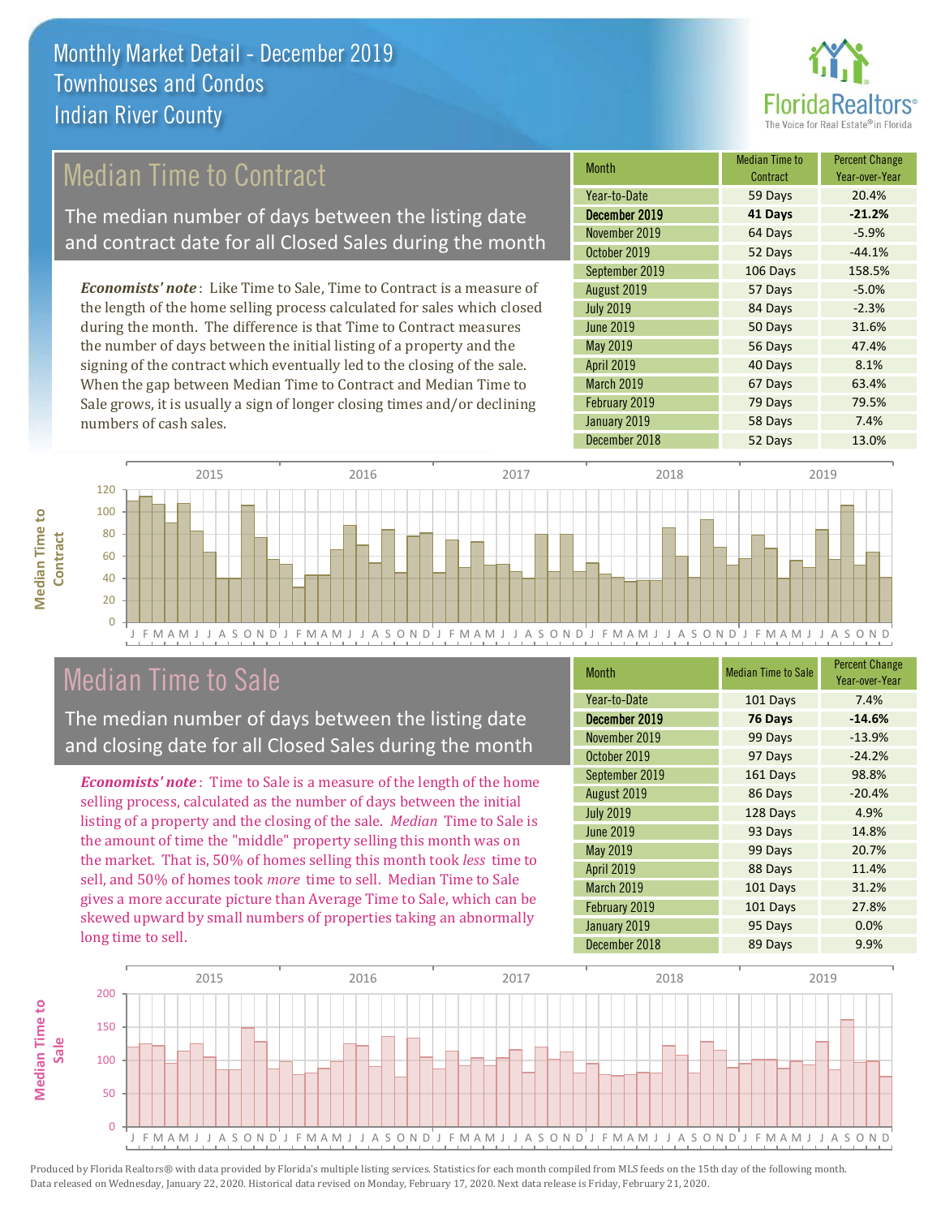# Monthly Market Detail - December 2019
## Townhouses and Condos
## Indian River County

## Median Time to Contract

The median number of days between the listing date and contract date for all Closed Sales during the month

*Economists' note*: Like Time to Sale, Time to Contract is a measure of the length of the home selling process calculated for sales which closed during the month. The difference is that Time to Contract measures the number of days between the initial listing of a property and the signing of the contract which eventually led to the closing of the sale. When the gap between Median Time to Contract and Median Time to Sale grows, it is usually a sign of longer closing times and/or declining numbers of cash sales.

| Month | Median Time to Contract | Percent Change Year-over-Year |
|---|---|---|
| Year-to-Date | 59 Days | 20.4% |
| **December 2019** | **41 Days** | **-21.2%** |
| November 2019 | 64 Days | -5.9% |
| October 2019 | 52 Days | -44.1% |
| September 2019 | 106 Days | 158.5% |
| August 2019 | 57 Days | -5.0% |
| July 2019 | 84 Days | -2.3% |
| June 2019 | 50 Days | 31.6% |
| May 2019 | 56 Days | 47.4% |
| April 2019 | 40 Days | 8.1% |
| March 2019 | 67 Days | 63.4% |
| February 2019 | 79 Days | 79.5% |
| January 2019 | 58 Days | 7.4% |
| December 2018 | 52 Days | 13.0% |

## Median Time to Sale

The median number of days between the listing date and closing date for all Closed Sales during the month

*Economists' note*: Time to Sale is a measure of the length of the home selling process, calculated as the number of days between the initial listing of a property and the closing of the sale. *Median* Time to Sale is the amount of time the "middle" property selling this month was on the market. That is, 50% of homes selling this month took *less* time to sell, and 50% of homes took *more* time to sell. Median Time to Sale gives a more accurate picture than Average Time to Sale, which can be skewed upward by small numbers of properties taking an abnormally long time to sell.

| Month | Median Time to Sale | Percent Change Year-over-Year |
|---|---|---|
| Year-to-Date | 101 Days | 7.4% |
| **December 2019** | **76 Days** | **-14.6%** |
| November 2019 | 99 Days | -13.9% |
| October 2019 | 97 Days | -24.2% |
| September 2019 | 161 Days | 98.8% |
| August 2019 | 86 Days | -20.4% |
| July 2019 | 128 Days | 4.9% |
| June 2019 | 93 Days | 14.8% |
| May 2019 | 99 Days | 20.7% |
| April 2019 | 88 Days | 11.4% |
| March 2019 | 101 Days | 31.2% |
| February 2019 | 101 Days | 27.8% |
| January 2019 | 95 Days | 0.0% |
| December 2018 | 89 Days | 9.9% |

Produced by Florida Realtors® with data provided by Florida's multiple listing services. Statistics for each month compiled from MLS feeds on the 15th day of the following month. Data released on Wednesday, January 22, 2020. Historical data revised on Monday, February 17, 2020. Next data release is Friday, February 21, 2020.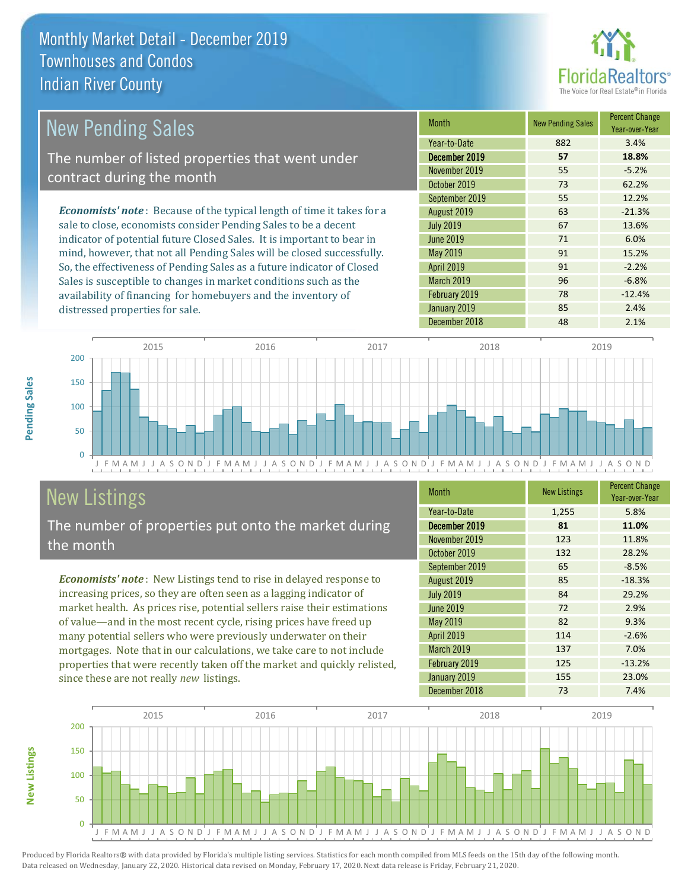# Monthly Market Detail - December 2019
## Townhouses and Condos
## Indian River County

## New Pending Sales

The number of listed properties that went under contract during the month

*Economists' note*: Because of the typical length of time it takes for a sale to close, economists consider Pending Sales to be a decent indicator of potential future Closed Sales. It is important to bear in mind, however, that not all Pending Sales will be closed successfully. So, the effectiveness of Pending Sales as a future indicator of Closed Sales is susceptible to changes in market conditions such as the availability of financing for homebuyers and the inventory of distressed properties for sale.

| Month | New Pending Sales | Percent Change Year-over-Year |
|---|---|---|
| Year-to-Date | 882 | 3.4% |
| **December 2019** | **57** | **18.8%** |
| November 2019 | 55 | -5.2% |
| October 2019 | 73 | 62.2% |
| September 2019 | 55 | 12.2% |
| August 2019 | 63 | -21.3% |
| July 2019 | 67 | 13.6% |
| June 2019 | 71 | 6.0% |
| May 2019 | 91 | 15.2% |
| April 2019 | 91 | -2.2% |
| March 2019 | 96 | -6.8% |
| February 2019 | 78 | -12.4% |
| January 2019 | 85 | 2.4% |
| December 2018 | 48 | 2.1% |

## New Listings

The number of properties put onto the market during the month

*Economists' note*: New Listings tend to rise in delayed response to increasing prices, so they are often seen as a lagging indicator of market health. As prices rise, potential sellers raise their estimations of value—and in the most recent cycle, rising prices have freed up many potential sellers who were previously underwater on their mortgages. Note that in our calculations, we take care to not include properties that were recently taken off the market and quickly relisted, since these are not really *new* listings.

| Month | New Listings | Percent Change Year-over-Year |
|---|---|---|
| Year-to-Date | 1,255 | 5.8% |
| **December 2019** | **81** | **11.0%** |
| November 2019 | 123 | 11.8% |
| October 2019 | 132 | 28.2% |
| September 2019 | 65 | -8.5% |
| August 2019 | 85 | -18.3% |
| July 2019 | 84 | 29.2% |
| June 2019 | 72 | 2.9% |
| May 2019 | 82 | 9.3% |
| April 2019 | 114 | -2.6% |
| March 2019 | 137 | 7.0% |
| February 2019 | 125 | -13.2% |
| January 2019 | 155 | 23.0% |
| December 2018 | 73 | 7.4% |

Produced by Florida Realtors® with data provided by Florida's multiple listing services. Statistics for each month compiled from MLS feeds on the 15th day of the following month. Data released on Wednesday, January 22, 2020. Historical data revised on Monday, February 17, 2020. Next data release is Friday, February 21, 2020.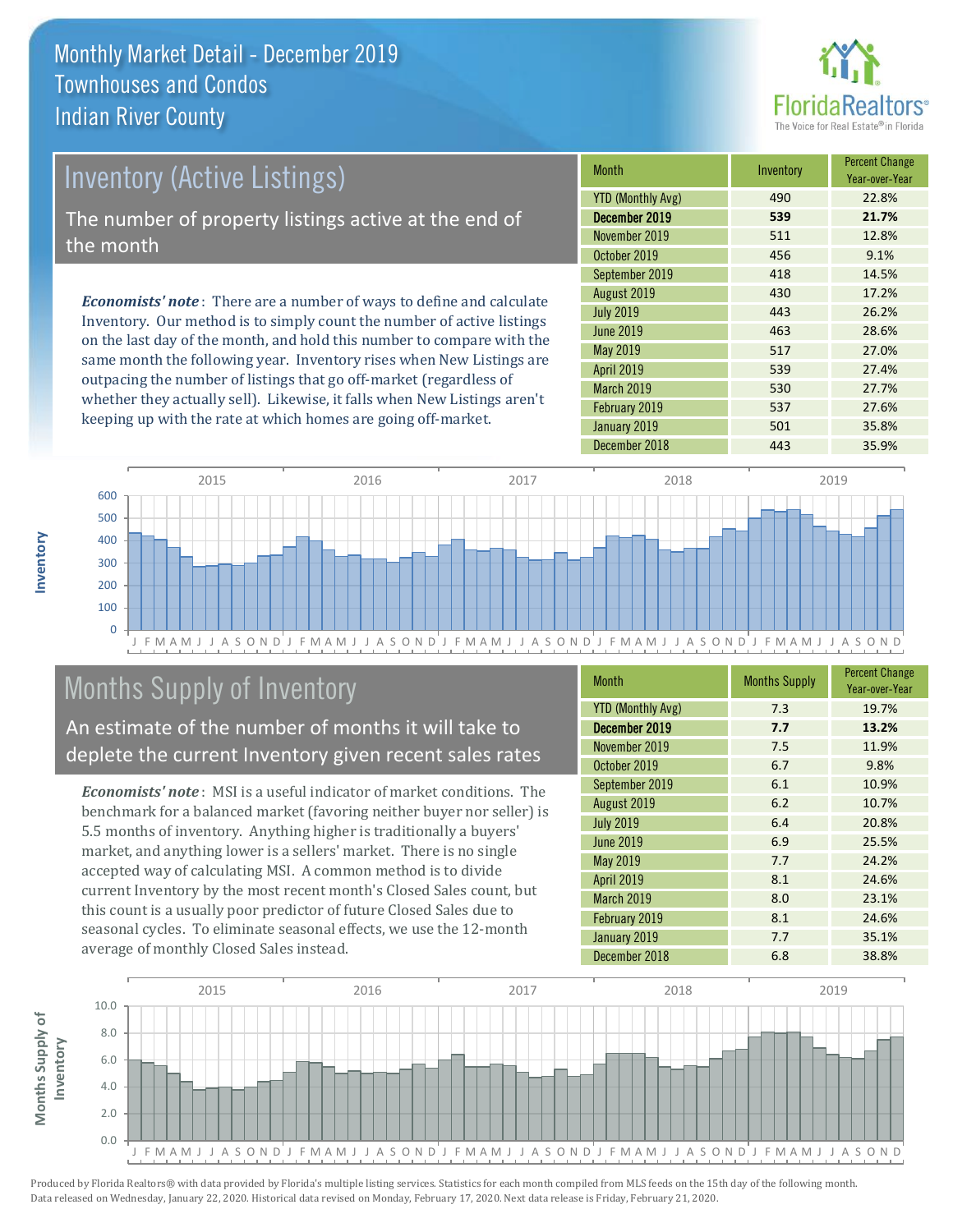# Monthly Market Detail - December 2019
## Townhouses and Condos
## Indian River County

## Inventory (Active Listings)

The number of property listings active at the end of the month

*Economists' note*: There are a number of ways to define and calculate Inventory. Our method is to simply count the number of active listings on the last day of the month, and hold this number to compare with the same month the following year. Inventory rises when New Listings are outpacing the number of listings that go off-market (regardless of whether they actually sell). Likewise, it falls when New Listings aren't keeping up with the rate at which homes are going off-market.

| Month | Inventory | Percent Change Year-over-Year |
|---|---|---|
| YTD (Monthly Avg) | 490 | 22.8% |
| **December 2019** | **539** | **21.7%** |
| November 2019 | 511 | 12.8% |
| October 2019 | 456 | 9.1% |
| September 2019 | 418 | 14.5% |
| August 2019 | 430 | 17.2% |
| July 2019 | 443 | 26.2% |
| June 2019 | 463 | 28.6% |
| May 2019 | 517 | 27.0% |
| April 2019 | 539 | 27.4% |
| March 2019 | 530 | 27.7% |
| February 2019 | 537 | 27.6% |
| January 2019 | 501 | 35.8% |
| December 2018 | 443 | 35.9% |

## Months Supply of Inventory

An estimate of the number of months it will take to deplete the current Inventory given recent sales rates

*Economists' note*: MSI is a useful indicator of market conditions. The benchmark for a balanced market (favoring neither buyer nor seller) is 5.5 months of inventory. Anything higher is traditionally a buyers' market, and anything lower is a sellers' market. There is no single accepted way of calculating MSI. A common method is to divide current Inventory by the most recent month's Closed Sales count, but this count is a usually poor predictor of future Closed Sales due to seasonal cycles. To eliminate seasonal effects, we use the 12-month average of monthly Closed Sales instead.

| Month | Months Supply | Percent Change Year-over-Year |
|---|---|---|
| YTD (Monthly Avg) | 7.3 | 19.7% |
| **December 2019** | **7.7** | **13.2%** |
| November 2019 | 7.5 | 11.9% |
| October 2019 | 6.7 | 9.8% |
| September 2019 | 6.1 | 10.9% |
| August 2019 | 6.2 | 10.7% |
| July 2019 | 6.4 | 20.8% |
| June 2019 | 6.9 | 25.5% |
| May 2019 | 7.7 | 24.2% |
| April 2019 | 8.1 | 24.6% |
| March 2019 | 8.0 | 23.1% |
| February 2019 | 8.1 | 24.6% |
| January 2019 | 7.7 | 35.1% |
| December 2018 | 6.8 | 38.8% |

Produced by Florida Realtors® with data provided by Florida's multiple listing services. Statistics for each month compiled from MLS feeds on the 15th day of the following month. Data released on Wednesday, January 22, 2020. Historical data revised on Monday, February 17, 2020. Next data release is Friday, February 21, 2020.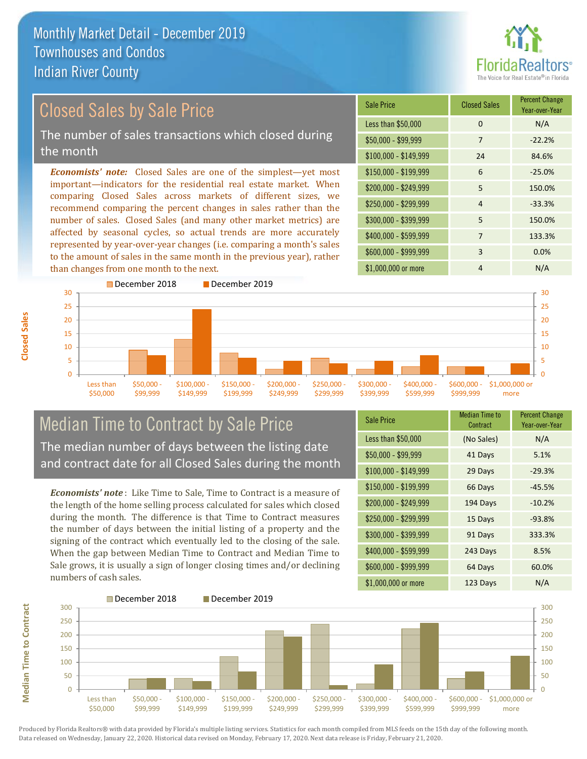# Monthly Market Detail - December 2019
## Townhouses and Condos
## Indian River County

## Closed Sales by Sale Price

The number of sales transactions which closed during the month

***Economists' note:*** Closed Sales are one of the simplest—yet most important—indicators for the residential real estate market. When comparing Closed Sales across markets of different sizes, we recommend comparing the percent changes in sales rather than the number of sales. Closed Sales (and many other market metrics) are affected by seasonal cycles, so actual trends are more accurately represented by year-over-year changes (i.e. comparing a month's sales to the amount of sales in the same month in the previous year), rather than changes from one month to the next.

| Sale Price | Closed Sales | Percent Change Year-over-Year |
|---|---|---|
| Less than $50,000 | 0 | N/A |
| $50,000 - $99,999 | 7 | -22.2% |
| $100,000 - $149,999 | 24 | 84.6% |
| $150,000 - $199,999 | 6 | -25.0% |
| $200,000 - $249,999 | 5 | 150.0% |
| $250,000 - $299,999 | 4 | -33.3% |
| $300,000 - $399,999 | 5 | 150.0% |
| $400,000 - $599,999 | 7 | 133.3% |
| $600,000 - $999,999 | 3 | 0.0% |
| $1,000,000 or more | 4 | N/A |

## Median Time to Contract by Sale Price

The median number of days between the listing date and contract date for all Closed Sales during the month

***Economists' note*** : Like Time to Sale, Time to Contract is a measure of the length of the home selling process calculated for sales which closed during the month. The difference is that Time to Contract measures the number of days between the initial listing of a property and the signing of the contract which eventually led to the closing of the sale. When the gap between Median Time to Contract and Median Time to Sale grows, it is usually a sign of longer closing times and/or declining numbers of cash sales.

| Sale Price | Median Time to Contract | Percent Change Year-over-Year |
|---|---|---|
| Less than $50,000 | (No Sales) | N/A |
| $50,000 - $99,999 | 41 Days | 5.1% |
| $100,000 - $149,999 | 29 Days | -29.3% |
| $150,000 - $199,999 | 66 Days | -45.5% |
| $200,000 - $249,999 | 194 Days | -10.2% |
| $250,000 - $299,999 | 15 Days | -93.8% |
| $300,000 - $399,999 | 91 Days | 333.3% |
| $400,000 - $599,999 | 243 Days | 8.5% |
| $600,000 - $999,999 | 64 Days | 60.0% |
| $1,000,000 or more | 123 Days | N/A |

Produced by Florida Realtors® with data provided by Florida's multiple listing services. Statistics for each month compiled from MLS feeds on the 15th day of the following month. Data released on Wednesday, January 22, 2020. Historical data revised on Monday, February 17, 2020. Next data release is Friday, February 21, 2020.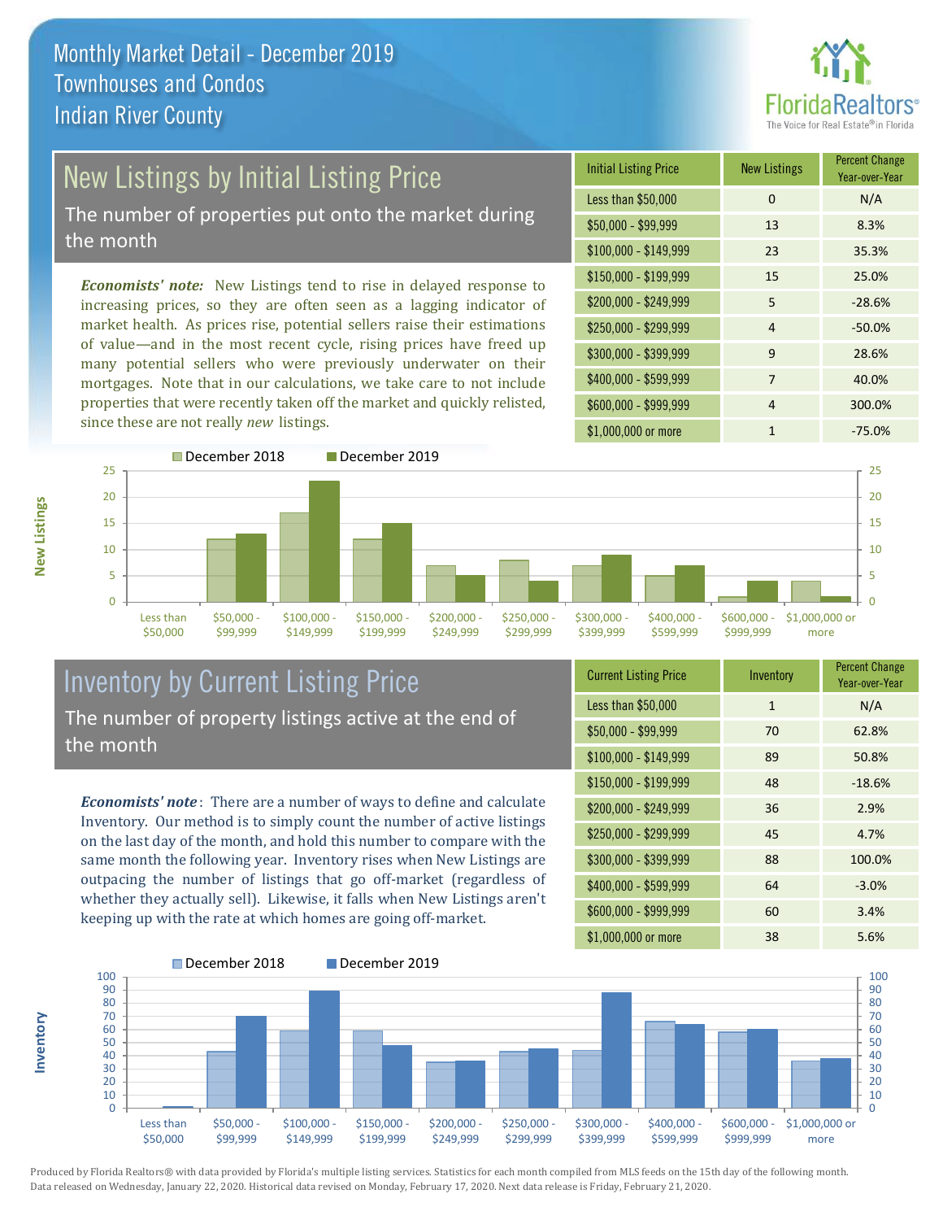# Monthly Market Detail - December 2019
## Townhouses and Condos
## Indian River County

## New Listings by Initial Listing Price

The number of properties put onto the market during the month

*Economists' note:* New Listings tend to rise in delayed response to increasing prices, so they are often seen as a lagging indicator of market health. As prices rise, potential sellers raise their estimations of value—and in the most recent cycle, rising prices have freed up many potential sellers who were previously underwater on their mortgages. Note that in our calculations, we take care to not include properties that were recently taken off the market and quickly relisted, since these are not really *new* listings.

| Initial Listing Price | New Listings | Percent Change Year-over-Year |
|---|---|---|
| Less than $50,000 | 0 | N/A |
| $50,000 - $99,999 | 13 | 8.3% |
| $100,000 - $149,999 | 23 | 35.3% |
| $150,000 - $199,999 | 15 | 25.0% |
| $200,000 - $249,999 | 5 | -28.6% |
| $250,000 - $299,999 | 4 | -50.0% |
| $300,000 - $399,999 | 9 | 28.6% |
| $400,000 - $599,999 | 7 | 40.0% |
| $600,000 - $999,999 | 4 | 300.0% |
| $1,000,000 or more | 1 | -75.0% |

## Inventory by Current Listing Price

The number of property listings active at the end of the month

*Economists' note*: There are a number of ways to define and calculate Inventory. Our method is to simply count the number of active listings on the last day of the month, and hold this number to compare with the same month the following year. Inventory rises when New Listings are outpacing the number of listings that go off-market (regardless of whether they actually sell). Likewise, it falls when New Listings aren't keeping up with the rate at which homes are going off-market.

| Current Listing Price | Inventory | Percent Change Year-over-Year |
|---|---|---|
| Less than $50,000 | 1 | N/A |
| $50,000 - $99,999 | 70 | 62.8% |
| $100,000 - $149,999 | 89 | 50.8% |
| $150,000 - $199,999 | 48 | -18.6% |
| $200,000 - $249,999 | 36 | 2.9% |
| $250,000 - $299,999 | 45 | 4.7% |
| $300,000 - $399,999 | 88 | 100.0% |
| $400,000 - $599,999 | 64 | -3.0% |
| $600,000 - $999,999 | 60 | 3.4% |
| $1,000,000 or more | 38 | 5.6% |

Produced by Florida Realtors® with data provided by Florida's multiple listing services. Statistics for each month compiled from MLS feeds on the 15th day of the following month. Data released on Wednesday, January 22, 2020. Historical data revised on Monday, February 17, 2020. Next data release is Friday, February 21, 2020.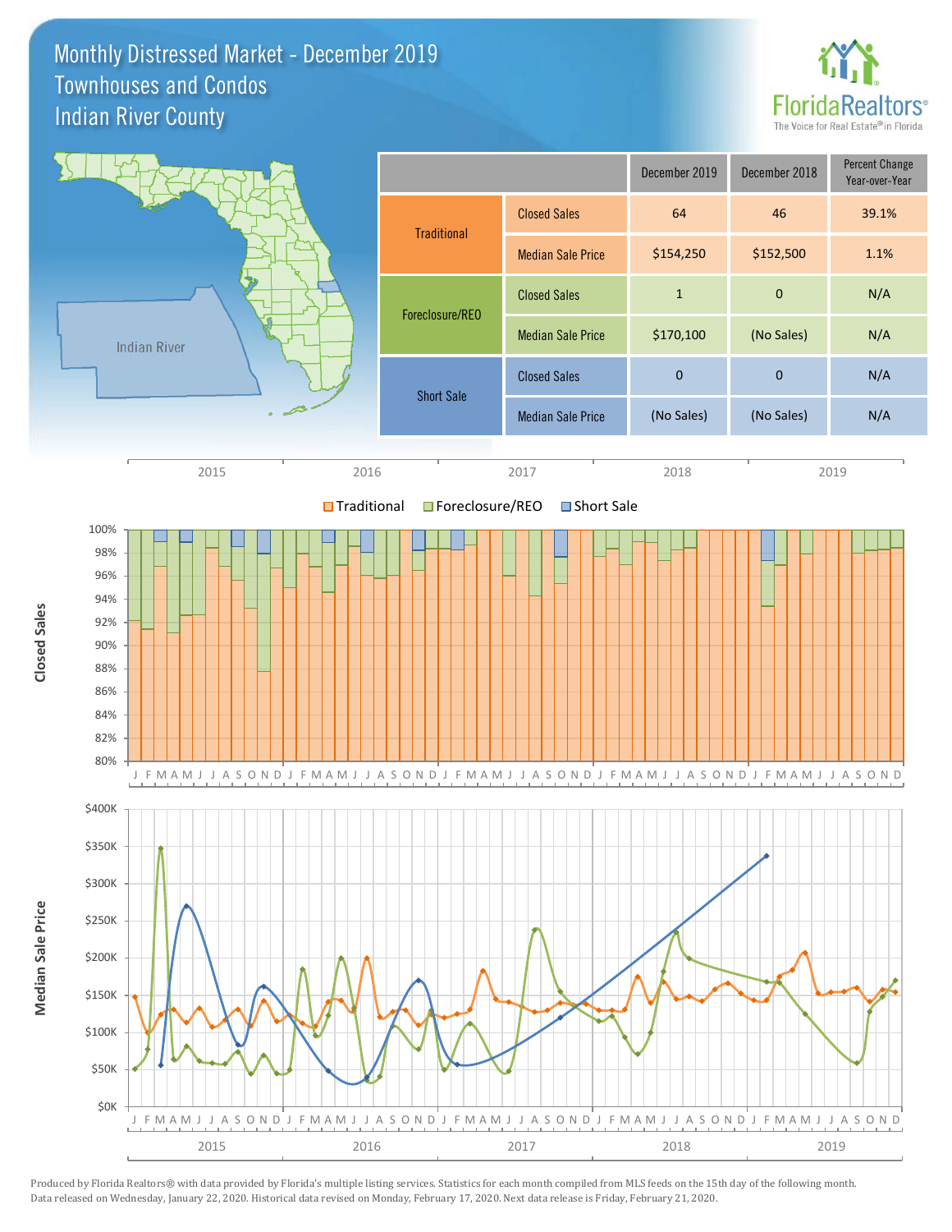# Monthly Distressed Market - December 2019
## Townhouses and Condos
## Indian River County

FloridaRealtors®
The Voice for Real Estate® in Florida

Indian River

| | | December 2019 | December 2018 | Percent Change Year-over-Year |
|---|---|---|---|---|
| Traditional | Closed Sales | 64 | 46 | 39.1% |
| | Median Sale Price | $154,250 | $152,500 | 1.1% |
| Foreclosure/REO | Closed Sales | 1 | 0 | N/A |
| | Median Sale Price | $170,100 | (No Sales) | N/A |
| Short Sale | Closed Sales | 0 | 0 | N/A |
| | Median Sale Price | (No Sales) | (No Sales) | N/A |

2015 2016 2017 2018 2019

Traditional Foreclosure/REO Short Sale

Closed Sales

100% 98% 96% 94% 92% 90% 88% 86% 84% 82% 80%

J F M A M J J A S O N D J F M A M J J A S O N D J F M A M J J A S O N D J F M A M J J A S O N D J F M A M J J A S O N D

Median Sale Price

$400K $350K $300K $250K $200K $150K $100K $50K $0K

J F M A M J J A S O N D J F M A M J J A S O N D J F M A M J J A S O N D J F M A M J J A S O N D J F M A M J J A S O N D

2015 2016 2017 2018 2019

Produced by Florida Realtors® with data provided by Florida's multiple listing services. Statistics for each month compiled from MLS feeds on the 15th day of the following month. Data released on Wednesday, January 22, 2020. Historical data revised on Monday, February 17, 2020. Next data release is Friday, February 21, 2020.